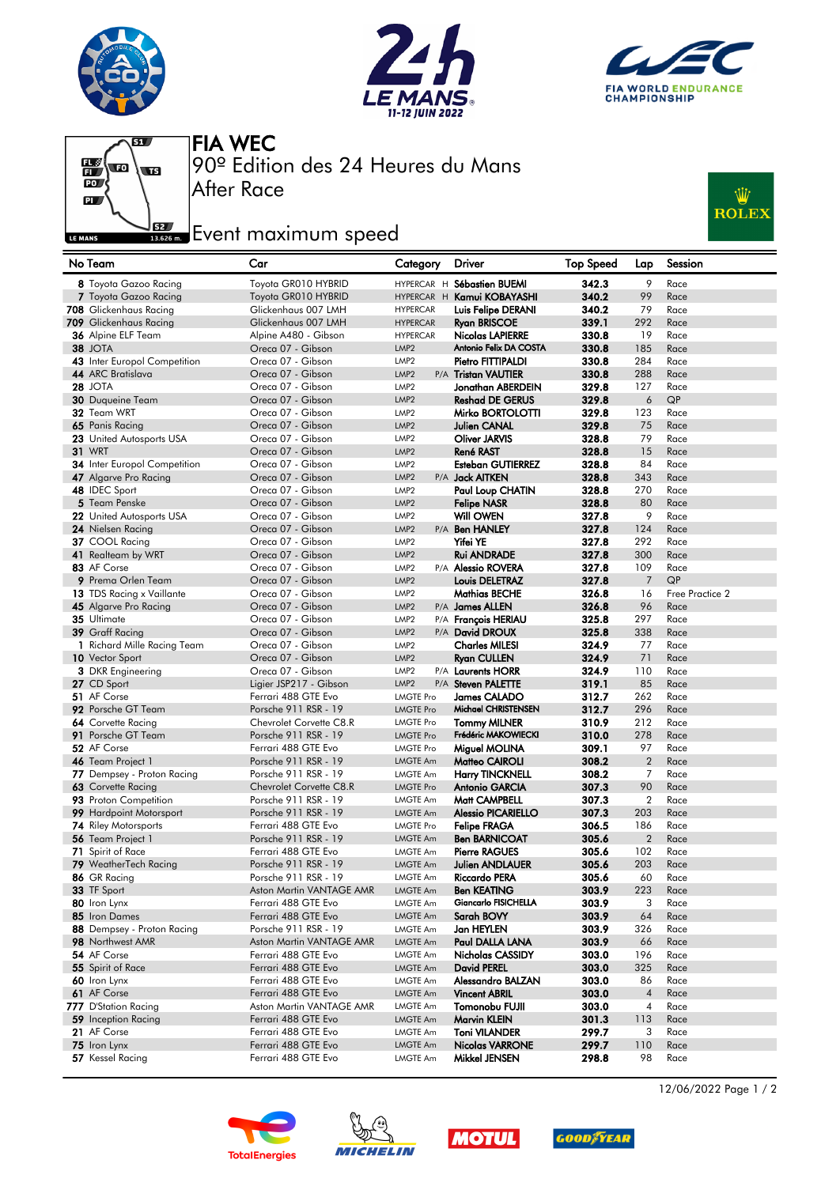# FIA WEC

## 90º Edition des 24 Heures du Mans

## After Race

## Event maximum speed

| No | Team | Car | Category | | Driver | Top Speed | Lap | Session |
|---|---|---|---|---|---|---|---|---|
| 8 | Toyota Gazoo Racing | Toyota GR010 HYBRID | HYPERCAR | H | Sébastien BUEMI | 342.3 | 9 | Race |
| 7 | Toyota Gazoo Racing | Toyota GR010 HYBRID | HYPERCAR | H | Kamui KOBAYASHI | 340.2 | 99 | Race |
| 708 | Glickenhaus Racing | Glickenhaus 007 LMH | HYPERCAR | | Luis Felipe DERANI | 340.2 | 79 | Race |
| 709 | Glickenhaus Racing | Glickenhaus 007 LMH | HYPERCAR | | Ryan BRISCOE | 339.1 | 292 | Race |
| 36 | Alpine ELF Team | Alpine A480 - Gibson | HYPERCAR | | Nicolas LAPIERRE | 330.8 | 19 | Race |
| 38 | JOTA | Oreca 07 - Gibson | LMP2 | | Antonio Felix DA COSTA | 330.8 | 185 | Race |
| 43 | Inter Europol Competition | Oreca 07 - Gibson | LMP2 | | Pietro FITTIPALDI | 330.8 | 284 | Race |
| 44 | ARC Bratislava | Oreca 07 - Gibson | LMP2 | P/A | Tristan VAUTIER | 330.8 | 288 | Race |
| 28 | JOTA | Oreca 07 - Gibson | LMP2 | | Jonathan ABERDEIN | 329.8 | 127 | Race |
| 30 | Duqueine Team | Oreca 07 - Gibson | LMP2 | | Reshad DE GERUS | 329.8 | 6 | QP |
| 32 | Team WRT | Oreca 07 - Gibson | LMP2 | | Mirko BORTOLOTTI | 329.8 | 123 | Race |
| 65 | Panis Racing | Oreca 07 - Gibson | LMP2 | | Julien CANAL | 329.8 | 75 | Race |
| 23 | United Autosports USA | Oreca 07 - Gibson | LMP2 | | Oliver JARVIS | 328.8 | 79 | Race |
| 31 | WRT | Oreca 07 - Gibson | LMP2 | | René RAST | 328.8 | 15 | Race |
| 34 | Inter Europol Competition | Oreca 07 - Gibson | LMP2 | | Esteban GUTIERREZ | 328.8 | 84 | Race |
| 47 | Algarve Pro Racing | Oreca 07 - Gibson | LMP2 | P/A | Jack AITKEN | 328.8 | 343 | Race |
| 48 | IDEC Sport | Oreca 07 - Gibson | LMP2 | | Paul Loup CHATIN | 328.8 | 270 | Race |
| 5 | Team Penske | Oreca 07 - Gibson | LMP2 | | Felipe NASR | 328.8 | 80 | Race |
| 22 | United Autosports USA | Oreca 07 - Gibson | LMP2 | | Will OWEN | 327.8 | 9 | Race |
| 24 | Nielsen Racing | Oreca 07 - Gibson | LMP2 | P/A | Ben HANLEY | 327.8 | 124 | Race |
| 37 | COOL Racing | Oreca 07 - Gibson | LMP2 | | Yifei YE | 327.8 | 292 | Race |
| 41 | Realteam by WRT | Oreca 07 - Gibson | LMP2 | | Rui ANDRADE | 327.8 | 300 | Race |
| 83 | AF Corse | Oreca 07 - Gibson | LMP2 | P/A | Alessio ROVERA | 327.8 | 109 | Race |
| 9 | Prema Orlen Team | Oreca 07 - Gibson | LMP2 | | Louis DELETRAZ | 327.8 | 7 | QP |
| 13 | TDS Racing x Vaillante | Oreca 07 - Gibson | LMP2 | | Mathias BECHE | 326.8 | 16 | Free Practice 2 |
| 45 | Algarve Pro Racing | Oreca 07 - Gibson | LMP2 | P/A | James ALLEN | 326.8 | 96 | Race |
| 35 | Ultimate | Oreca 07 - Gibson | LMP2 | P/A | François HERIAU | 325.8 | 297 | Race |
| 39 | Graff Racing | Oreca 07 - Gibson | LMP2 | P/A | David DROUX | 325.8 | 338 | Race |
| 1 | Richard Mille Racing Team | Oreca 07 - Gibson | LMP2 | | Charles MILESI | 324.9 | 77 | Race |
| 10 | Vector Sport | Oreca 07 - Gibson | LMP2 | | Ryan CULLEN | 324.9 | 71 | Race |
| 3 | DKR Engineering | Oreca 07 - Gibson | LMP2 | P/A | Laurents HORR | 324.9 | 110 | Race |
| 27 | CD Sport | Ligier JSP217 - Gibson | LMP2 | P/A | Steven PALETTE | 319.1 | 85 | Race |
| 51 | AF Corse | Ferrari 488 GTE Evo | LMGTE Pro | | James CALADO | 312.7 | 262 | Race |
| 92 | Porsche GT Team | Porsche 911 RSR - 19 | LMGTE Pro | | Michael CHRISTENSEN | 312.7 | 296 | Race |
| 64 | Corvette Racing | Chevrolet Corvette C8.R | LMGTE Pro | | Tommy MILNER | 310.9 | 212 | Race |
| 91 | Porsche GT Team | Porsche 911 RSR - 19 | LMGTE Pro | | Frédéric MAKOWIECKI | 310.0 | 278 | Race |
| 52 | AF Corse | Ferrari 488 GTE Evo | LMGTE Pro | | Miguel MOLINA | 309.1 | 97 | Race |
| 46 | Team Project 1 | Porsche 911 RSR - 19 | LMGTE Am | | Matteo CAIROLI | 308.2 | 2 | Race |
| 77 | Dempsey - Proton Racing | Porsche 911 RSR - 19 | LMGTE Am | | Harry TINCKNELL | 308.2 | 7 | Race |
| 63 | Corvette Racing | Chevrolet Corvette C8.R | LMGTE Pro | | Antonio GARCIA | 307.3 | 90 | Race |
| 93 | Proton Competition | Porsche 911 RSR - 19 | LMGTE Am | | Matt CAMPBELL | 307.3 | 2 | Race |
| 99 | Hardpoint Motorsport | Porsche 911 RSR - 19 | LMGTE Am | | Alessio PICARIELLO | 307.3 | 203 | Race |
| 74 | Riley Motorsports | Ferrari 488 GTE Evo | LMGTE Pro | | Felipe FRAGA | 306.5 | 186 | Race |
| 56 | Team Project 1 | Porsche 911 RSR - 19 | LMGTE Am | | Ben BARNICOAT | 305.6 | 2 | Race |
| 71 | Spirit of Race | Ferrari 488 GTE Evo | LMGTE Am | | Pierre RAGUES | 305.6 | 102 | Race |
| 79 | WeatherTech Racing | Porsche 911 RSR - 19 | LMGTE Am | | Julien ANDLAUER | 305.6 | 203 | Race |
| 86 | GR Racing | Porsche 911 RSR - 19 | LMGTE Am | | Riccardo PERA | 305.6 | 60 | Race |
| 33 | TF Sport | Aston Martin VANTAGE AMR | LMGTE Am | | Ben KEATING | 303.9 | 223 | Race |
| 80 | Iron Lynx | Ferrari 488 GTE Evo | LMGTE Am | | Giancarlo FISICHELLA | 303.9 | 3 | Race |
| 85 | Iron Dames | Ferrari 488 GTE Evo | LMGTE Am | | Sarah BOVY | 303.9 | 64 | Race |
| 88 | Dempsey - Proton Racing | Porsche 911 RSR - 19 | LMGTE Am | | Jan HEYLEN | 303.9 | 326 | Race |
| 98 | Northwest AMR | Aston Martin VANTAGE AMR | LMGTE Am | | Paul DALLA LANA | 303.9 | 66 | Race |
| 54 | AF Corse | Ferrari 488 GTE Evo | LMGTE Am | | Nicholas CASSIDY | 303.0 | 196 | Race |
| 55 | Spirit of Race | Ferrari 488 GTE Evo | LMGTE Am | | David PEREL | 303.0 | 325 | Race |
| 60 | Iron Lynx | Ferrari 488 GTE Evo | LMGTE Am | | Alessandro BALZAN | 303.0 | 86 | Race |
| 61 | AF Corse | Ferrari 488 GTE Evo | LMGTE Am | | Vincent ABRIL | 303.0 | 4 | Race |
| 777 | D'Station Racing | Aston Martin VANTAGE AMR | LMGTE Am | | Tomonobu FUJII | 303.0 | 4 | Race |
| 59 | Inception Racing | Ferrari 488 GTE Evo | LMGTE Am | | Marvin KLEIN | 301.3 | 113 | Race |
| 21 | AF Corse | Ferrari 488 GTE Evo | LMGTE Am | | Toni VILANDER | 299.7 | 3 | Race |
| 75 | Iron Lynx | Ferrari 488 GTE Evo | LMGTE Am | | Nicolas VARRONE | 299.7 | 110 | Race |
| 57 | Kessel Racing | Ferrari 488 GTE Evo | LMGTE Am | | Mikkel JENSEN | 298.8 | 98 | Race |

12/06/2022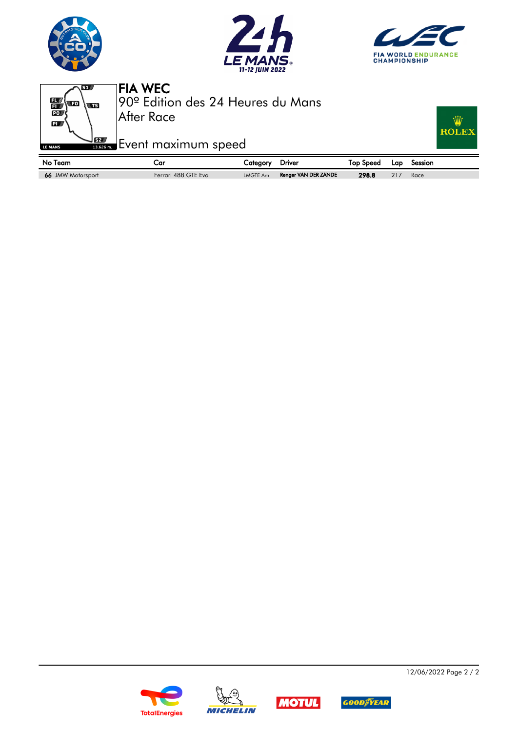# FIA WEC

90º Edition des 24 Heures du Mans

After Race

## Event maximum speed

| No | Team | Car | Category | Driver | Top Speed | Lap | Session |
|---|---|---|---|---|---|---|---|
| **66** | JMW Motorsport | Ferrari 488 GTE Evo | LMGTE Am | Renger VAN DER ZANDE | **298.8** | 217 | Race |

12/06/2022